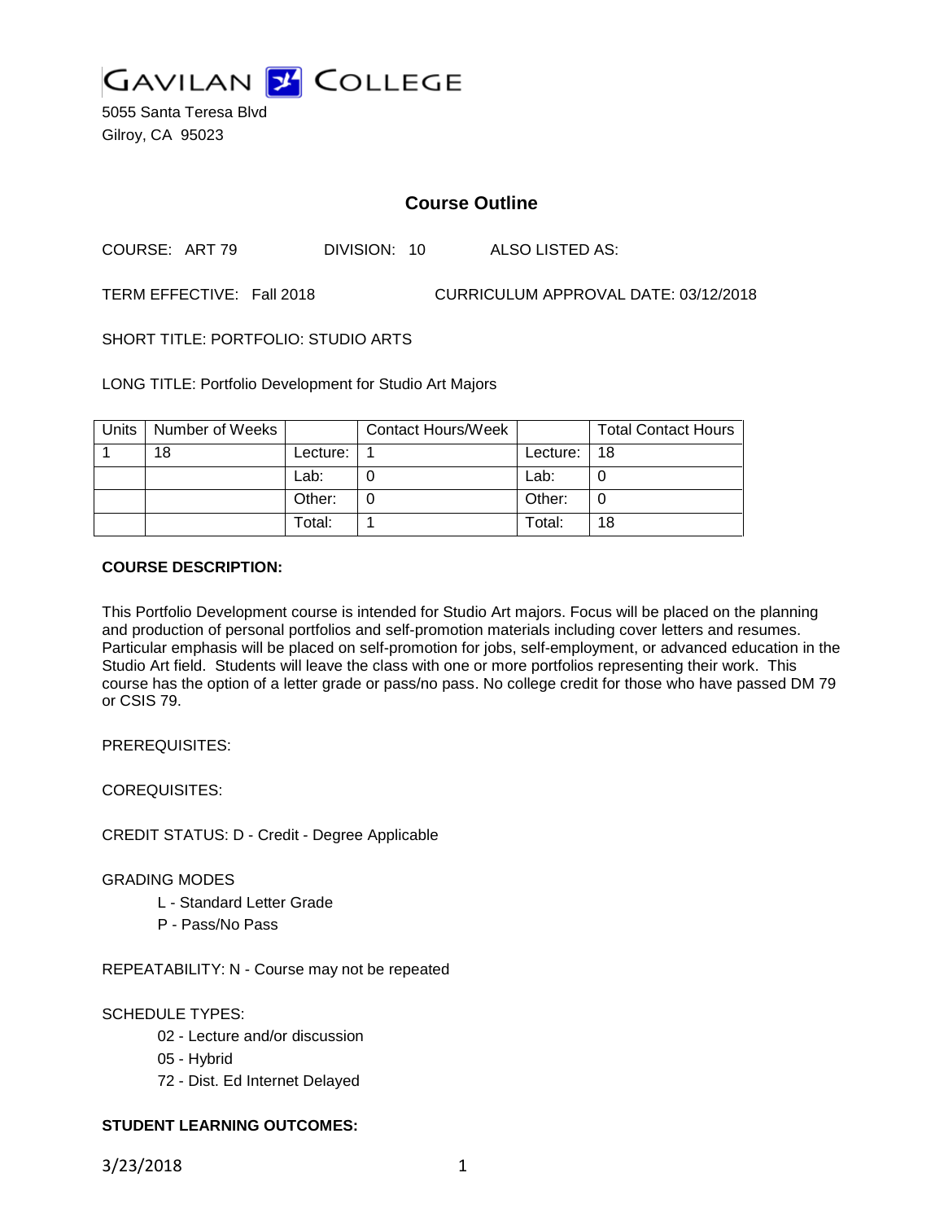# GAVILAN COLLEGE

5055 Santa Teresa Blvd
Gilroy, CA 95023

## Course Outline

COURSE: ART 79    DIVISION: 10    ALSO LISTED AS:

TERM EFFECTIVE: Fall 2018    CURRICULUM APPROVAL DATE: 03/12/2018

SHORT TITLE: PORTFOLIO: STUDIO ARTS

LONG TITLE: Portfolio Development for Studio Art Majors

| Units | Number of Weeks | | Contact Hours/Week | | Total Contact Hours |
|---|---|---|---|---|---|
| 1 | 18 | Lecture: | 1 | Lecture: | 18 |
| | | Lab: | 0 | Lab: | 0 |
| | | Other: | 0 | Other: | 0 |
| | | Total: | 1 | Total: | 18 |

**COURSE DESCRIPTION:**

This Portfolio Development course is intended for Studio Art majors. Focus will be placed on the planning and production of personal portfolios and self-promotion materials including cover letters and resumes. Particular emphasis will be placed on self-promotion for jobs, self-employment, or advanced education in the Studio Art field. Students will leave the class with one or more portfolios representing their work. This course has the option of a letter grade or pass/no pass. No college credit for those who have passed DM 79 or CSIS 79.

PREREQUISITES:

COREQUISITES:

CREDIT STATUS: D - Credit - Degree Applicable

GRADING MODES

- L - Standard Letter Grade
- P - Pass/No Pass

REPEATABILITY: N - Course may not be repeated

SCHEDULE TYPES:

- 02 - Lecture and/or discussion
- 05 - Hybrid
- 72 - Dist. Ed Internet Delayed

**STUDENT LEARNING OUTCOMES:**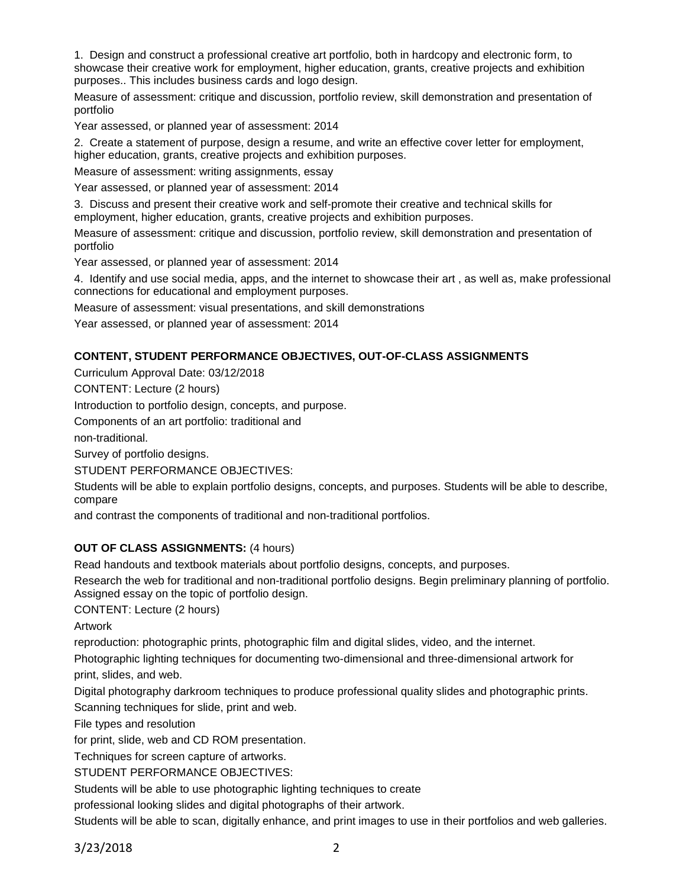1. Design and construct a professional creative art portfolio, both in hardcopy and electronic form, to showcase their creative work for employment, higher education, grants, creative projects and exhibition purposes.. This includes business cards and logo design.

Measure of assessment: critique and discussion, portfolio review, skill demonstration and presentation of portfolio

Year assessed, or planned year of assessment: 2014

2. Create a statement of purpose, design a resume, and write an effective cover letter for employment, higher education, grants, creative projects and exhibition purposes.

Measure of assessment: writing assignments, essay

Year assessed, or planned year of assessment: 2014

3. Discuss and present their creative work and self-promote their creative and technical skills for employment, higher education, grants, creative projects and exhibition purposes.

Measure of assessment: critique and discussion, portfolio review, skill demonstration and presentation of portfolio

Year assessed, or planned year of assessment: 2014

4. Identify and use social media, apps, and the internet to showcase their art , as well as, make professional connections for educational and employment purposes.

Measure of assessment: visual presentations, and skill demonstrations

Year assessed, or planned year of assessment: 2014

**CONTENT, STUDENT PERFORMANCE OBJECTIVES, OUT-OF-CLASS ASSIGNMENTS**

Curriculum Approval Date: 03/12/2018

CONTENT: Lecture (2 hours)

Introduction to portfolio design, concepts, and purpose.

Components of an art portfolio: traditional and non-traditional.

Survey of portfolio designs.

STUDENT PERFORMANCE OBJECTIVES:

Students will be able to explain portfolio designs, concepts, and purposes. Students will be able to describe, compare and contrast the components of traditional and non-traditional portfolios.

**OUT OF CLASS ASSIGNMENTS:** (4 hours)

Read handouts and textbook materials about portfolio designs, concepts, and purposes.

Research the web for traditional and non-traditional portfolio designs. Begin preliminary planning of portfolio. Assigned essay on the topic of portfolio design.

CONTENT: Lecture (2 hours)

Artwork reproduction: photographic prints, photographic film and digital slides, video, and the internet.

Photographic lighting techniques for documenting two-dimensional and three-dimensional artwork for print, slides, and web.

Digital photography darkroom techniques to produce professional quality slides and photographic prints.

Scanning techniques for slide, print and web.

File types and resolution for print, slide, web and CD ROM presentation.

Techniques for screen capture of artworks.

STUDENT PERFORMANCE OBJECTIVES:

Students will be able to use photographic lighting techniques to create professional looking slides and digital photographs of their artwork.

Students will be able to scan, digitally enhance, and print images to use in their portfolios and web galleries.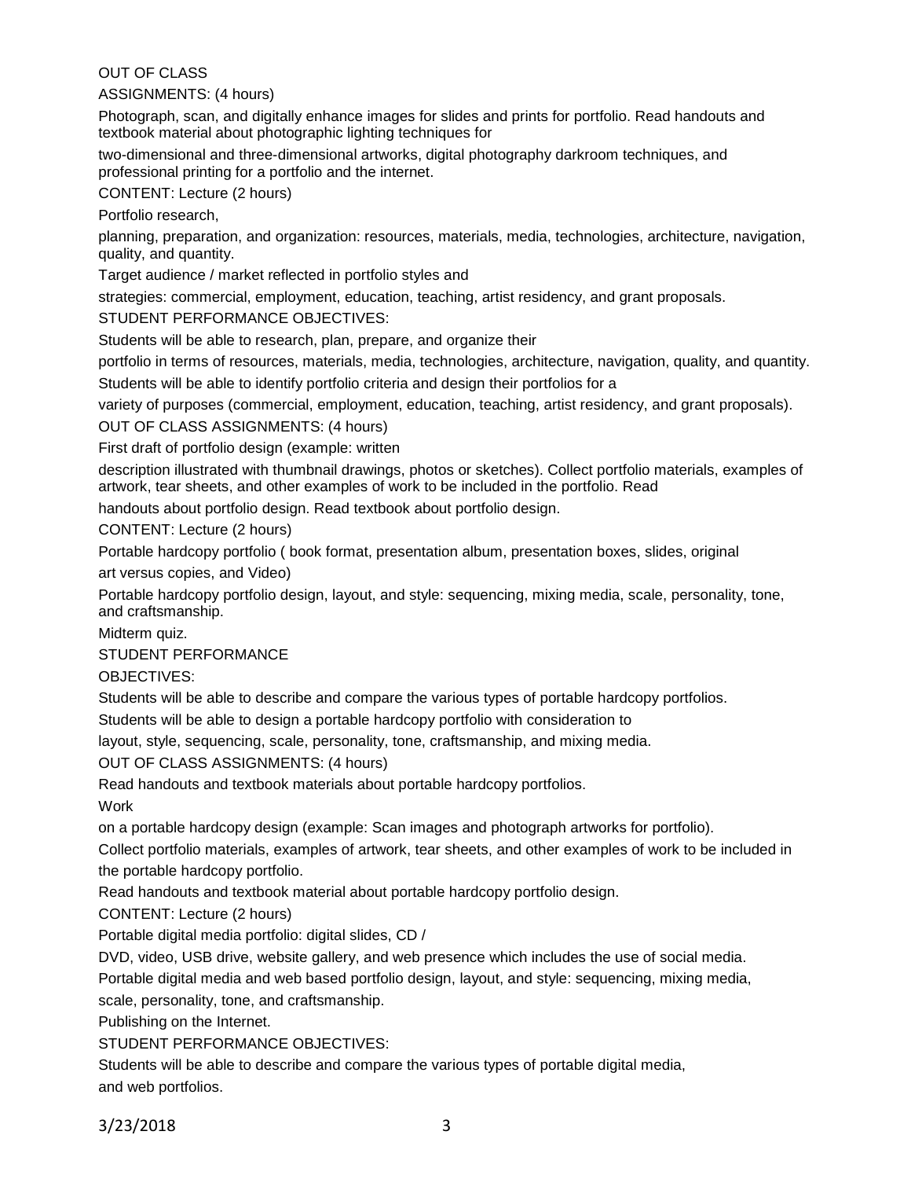OUT OF CLASS
ASSIGNMENTS: (4 hours)

Photograph, scan, and digitally enhance images for slides and prints for portfolio. Read handouts and textbook material about photographic lighting techniques for two-dimensional and three-dimensional artworks, digital photography darkroom techniques, and professional printing for a portfolio and the internet.

CONTENT: Lecture (2 hours)

Portfolio research, planning, preparation, and organization: resources, materials, media, technologies, architecture, navigation, quality, and quantity.

Target audience / market reflected in portfolio styles and strategies: commercial, employment, education, teaching, artist residency, and grant proposals.

STUDENT PERFORMANCE OBJECTIVES:

Students will be able to research, plan, prepare, and organize their portfolio in terms of resources, materials, media, technologies, architecture, navigation, quality, and quantity.

Students will be able to identify portfolio criteria and design their portfolios for a variety of purposes (commercial, employment, education, teaching, artist residency, and grant proposals).

OUT OF CLASS ASSIGNMENTS: (4 hours)

First draft of portfolio design (example: written description illustrated with thumbnail drawings, photos or sketches). Collect portfolio materials, examples of artwork, tear sheets, and other examples of work to be included in the portfolio. Read handouts about portfolio design. Read textbook about portfolio design.

CONTENT: Lecture (2 hours)

Portable hardcopy portfolio ( book format, presentation album, presentation boxes, slides, original art versus copies, and Video)

Portable hardcopy portfolio design, layout, and style: sequencing, mixing media, scale, personality, tone, and craftsmanship.

Midterm quiz.

STUDENT PERFORMANCE OBJECTIVES:

Students will be able to describe and compare the various types of portable hardcopy portfolios.

Students will be able to design a portable hardcopy portfolio with consideration to layout, style, sequencing, scale, personality, tone, craftsmanship, and mixing media.

OUT OF CLASS ASSIGNMENTS: (4 hours)

Read handouts and textbook materials about portable hardcopy portfolios.

Work on a portable hardcopy design (example: Scan images and photograph artworks for portfolio).

Collect portfolio materials, examples of artwork, tear sheets, and other examples of work to be included in the portable hardcopy portfolio.

Read handouts and textbook material about portable hardcopy portfolio design.

CONTENT: Lecture (2 hours)

Portable digital media portfolio: digital slides, CD / DVD, video, USB drive, website gallery, and web presence which includes the use of social media.

Portable digital media and web based portfolio design, layout, and style: sequencing, mixing media, scale, personality, tone, and craftsmanship.

Publishing on the Internet.

STUDENT PERFORMANCE OBJECTIVES:

Students will be able to describe and compare the various types of portable digital media, and web portfolios.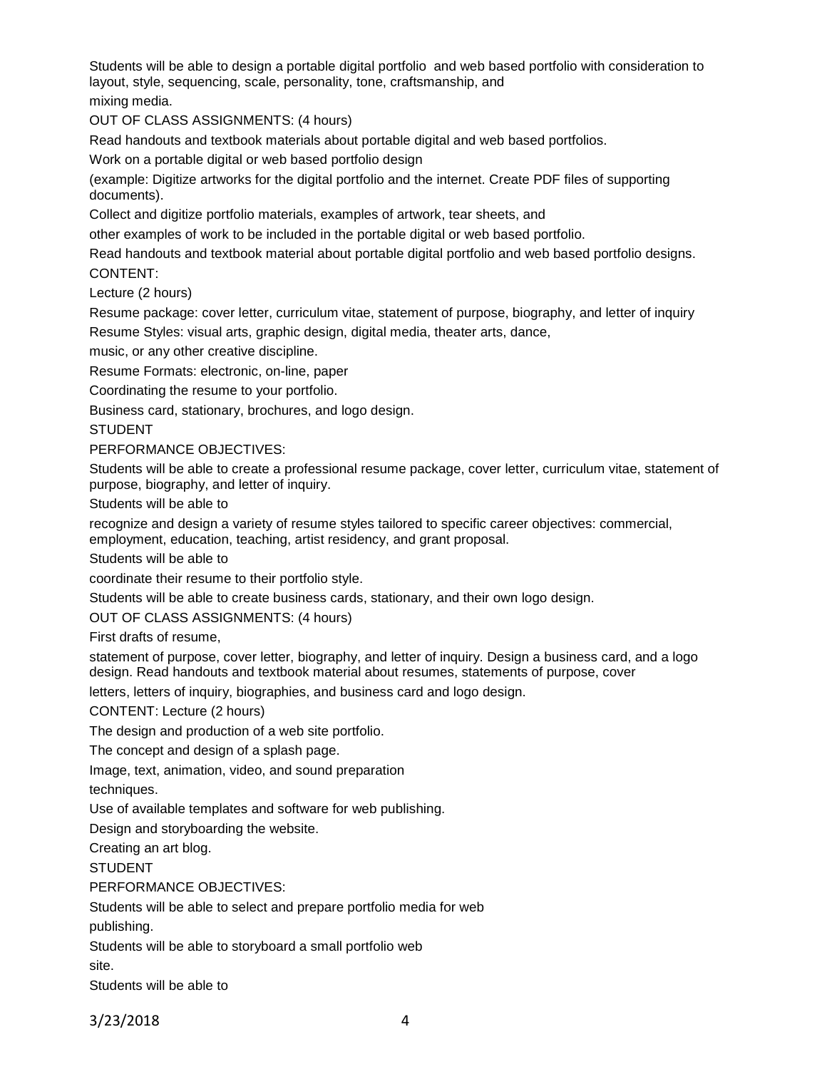Students will be able to design a portable digital portfolio and web based portfolio with consideration to layout, style, sequencing, scale, personality, tone, craftsmanship, and mixing media.

OUT OF CLASS ASSIGNMENTS: (4 hours)

Read handouts and textbook materials about portable digital and web based portfolios.

Work on a portable digital or web based portfolio design

(example: Digitize artworks for the digital portfolio and the internet. Create PDF files of supporting documents).

Collect and digitize portfolio materials, examples of artwork, tear sheets, and other examples of work to be included in the portable digital or web based portfolio.

Read handouts and textbook material about portable digital portfolio and web based portfolio designs.

CONTENT:

Lecture (2 hours)

Resume package: cover letter, curriculum vitae, statement of purpose, biography, and letter of inquiry

Resume Styles: visual arts, graphic design, digital media, theater arts, dance, music, or any other creative discipline.

Resume Formats: electronic, on-line, paper

Coordinating the resume to your portfolio.

Business card, stationary, brochures, and logo design.

STUDENT PERFORMANCE OBJECTIVES:

Students will be able to create a professional resume package, cover letter, curriculum vitae, statement of purpose, biography, and letter of inquiry.

Students will be able to recognize and design a variety of resume styles tailored to specific career objectives: commercial, employment, education, teaching, artist residency, and grant proposal.

Students will be able to coordinate their resume to their portfolio style.

Students will be able to create business cards, stationary, and their own logo design.

OUT OF CLASS ASSIGNMENTS: (4 hours)

First drafts of resume, statement of purpose, cover letter, biography, and letter of inquiry. Design a business card, and a logo design. Read handouts and textbook material about resumes, statements of purpose, cover letters, letters of inquiry, biographies, and business card and logo design.

CONTENT: Lecture (2 hours)

The design and production of a web site portfolio.

The concept and design of a splash page.

Image, text, animation, video, and sound preparation techniques.

Use of available templates and software for web publishing.

Design and storyboarding the website.

Creating an art blog.

STUDENT PERFORMANCE OBJECTIVES:

Students will be able to select and prepare portfolio media for web publishing.

Students will be able to storyboard a small portfolio web site.

Students will be able to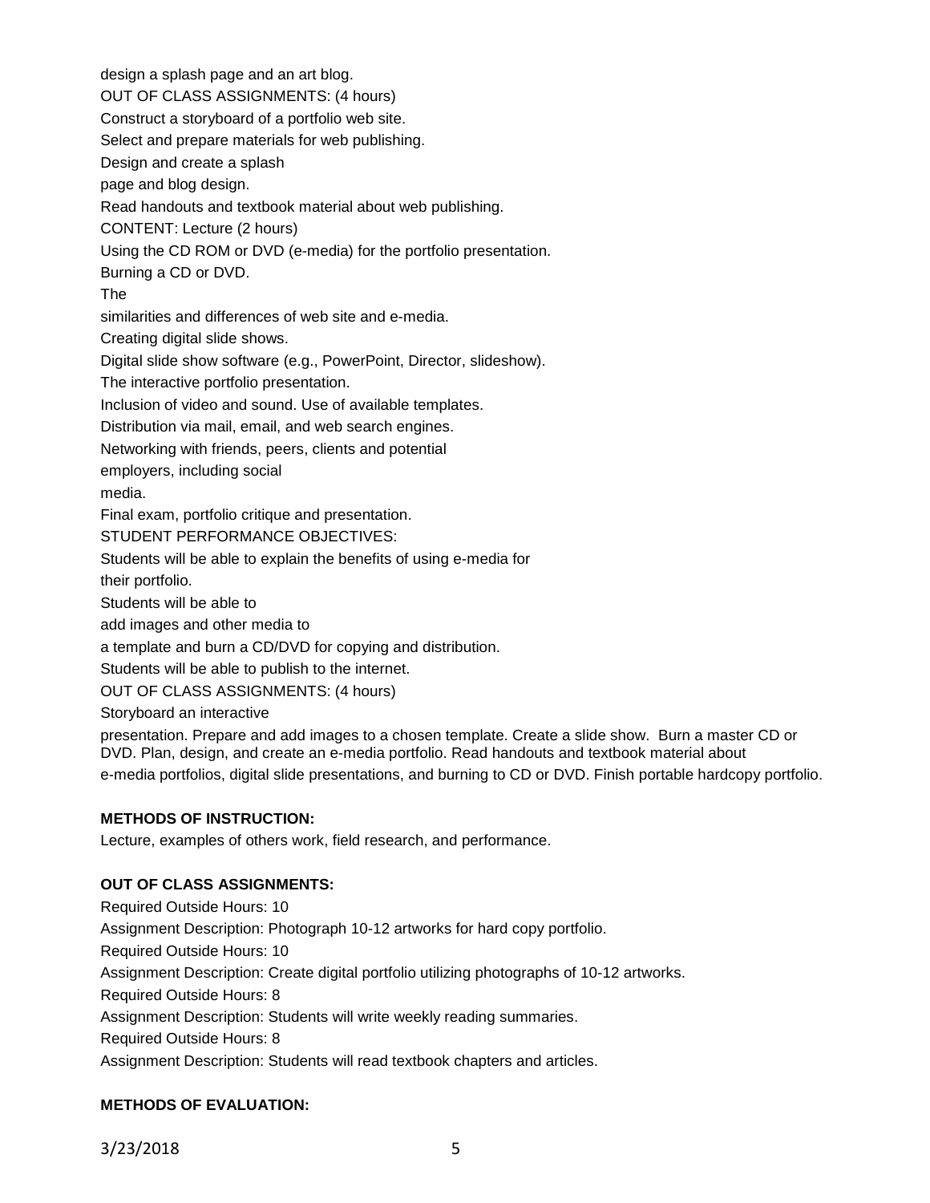design a splash page and an art blog.

OUT OF CLASS ASSIGNMENTS: (4 hours)

Construct a storyboard of a portfolio web site.

Select and prepare materials for web publishing.

Design and create a splash page and blog design.

Read handouts and textbook material about web publishing.

CONTENT: Lecture (2 hours)

Using the CD ROM or DVD (e-media) for the portfolio presentation.

Burning a CD or DVD.

The similarities and differences of web site and e-media.

Creating digital slide shows.

Digital slide show software (e.g., PowerPoint, Director, slideshow).

The interactive portfolio presentation.

Inclusion of video and sound. Use of available templates.

Distribution via mail, email, and web search engines.

Networking with friends, peers, clients and potential employers, including social media.

Final exam, portfolio critique and presentation.

STUDENT PERFORMANCE OBJECTIVES:

Students will be able to explain the benefits of using e-media for their portfolio.

Students will be able to add images and other media to a template and burn a CD/DVD for copying and distribution.

Students will be able to publish to the internet.

OUT OF CLASS ASSIGNMENTS: (4 hours)

Storyboard an interactive presentation. Prepare and add images to a chosen template. Create a slide show. Burn a master CD or DVD. Plan, design, and create an e-media portfolio. Read handouts and textbook material about e-media portfolios, digital slide presentations, and burning to CD or DVD. Finish portable hardcopy portfolio.

**METHODS OF INSTRUCTION:**

Lecture, examples of others work, field research, and performance.

**OUT OF CLASS ASSIGNMENTS:**

Required Outside Hours: 10

Assignment Description: Photograph 10-12 artworks for hard copy portfolio.

Required Outside Hours: 10

Assignment Description: Create digital portfolio utilizing photographs of 10-12 artworks.

Required Outside Hours: 8

Assignment Description: Students will write weekly reading summaries.

Required Outside Hours: 8

Assignment Description: Students will read textbook chapters and articles.

**METHODS OF EVALUATION:**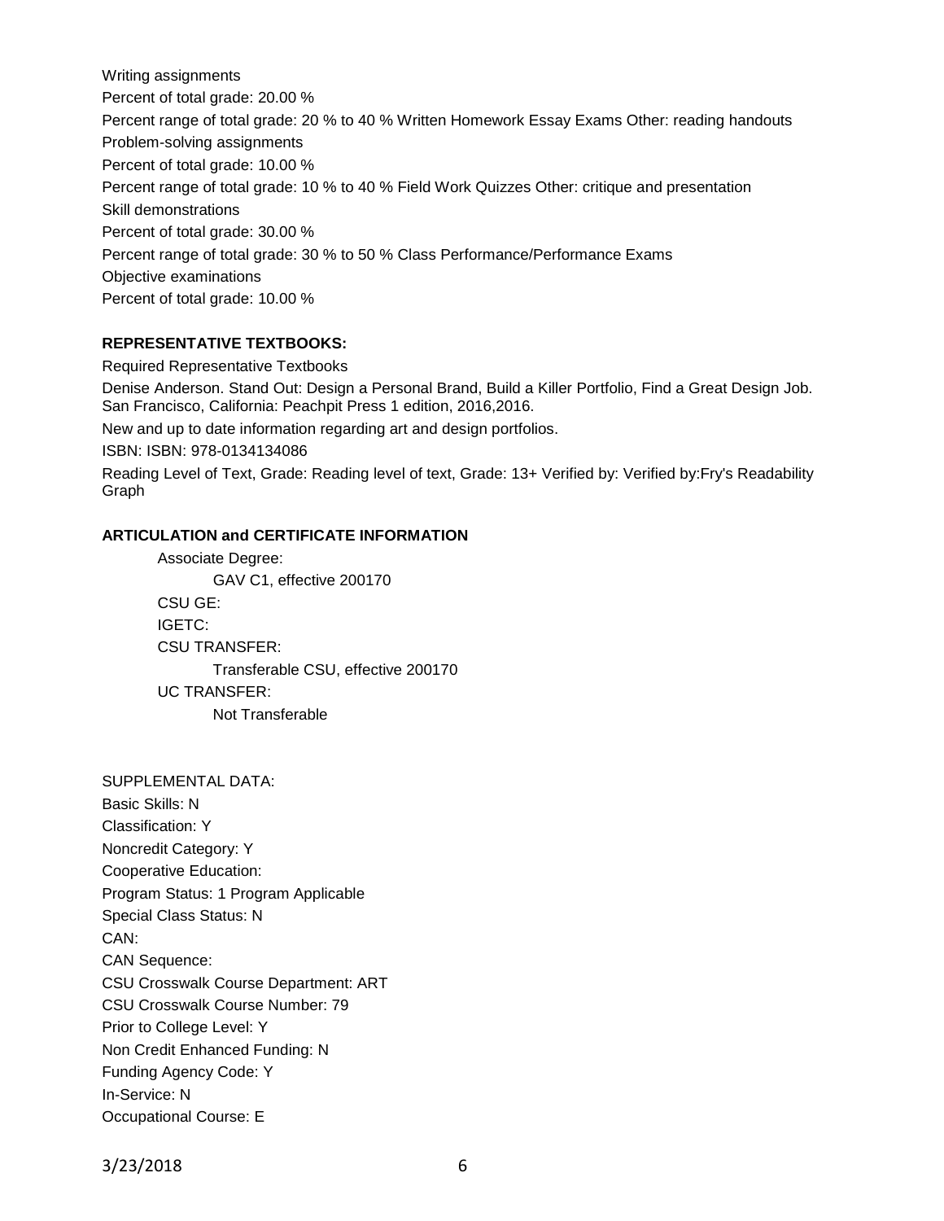Writing assignments

Percent of total grade: 20.00 %

Percent range of total grade: 20 % to 40 % Written Homework Essay Exams Other: reading handouts

Problem-solving assignments

Percent of total grade: 10.00 %

Percent range of total grade: 10 % to 40 % Field Work Quizzes Other: critique and presentation

Skill demonstrations

Percent of total grade: 30.00 %

Percent range of total grade: 30 % to 50 % Class Performance/Performance Exams

Objective examinations

Percent of total grade: 10.00 %

**REPRESENTATIVE TEXTBOOKS:**

Required Representative Textbooks

Denise Anderson. Stand Out: Design a Personal Brand, Build a Killer Portfolio, Find a Great Design Job. San Francisco, California: Peachpit Press 1 edition, 2016,2016.

New and up to date information regarding art and design portfolios.

ISBN: ISBN: 978-0134134086

Reading Level of Text, Grade: Reading level of text, Grade: 13+ Verified by: Verified by:Fry's Readability Graph

**ARTICULATION and CERTIFICATE INFORMATION**

Associate Degree:
- GAV C1, effective 200170

CSU GE:

IGETC:

CSU TRANSFER:
- Transferable CSU, effective 200170

UC TRANSFER:
- Not Transferable

SUPPLEMENTAL DATA:

Basic Skills: N

Classification: Y

Noncredit Category: Y

Cooperative Education:

Program Status: 1 Program Applicable

Special Class Status: N

CAN:

CAN Sequence:

CSU Crosswalk Course Department: ART

CSU Crosswalk Course Number: 79

Prior to College Level: Y

Non Credit Enhanced Funding: N

Funding Agency Code: Y

In-Service: N

Occupational Course: E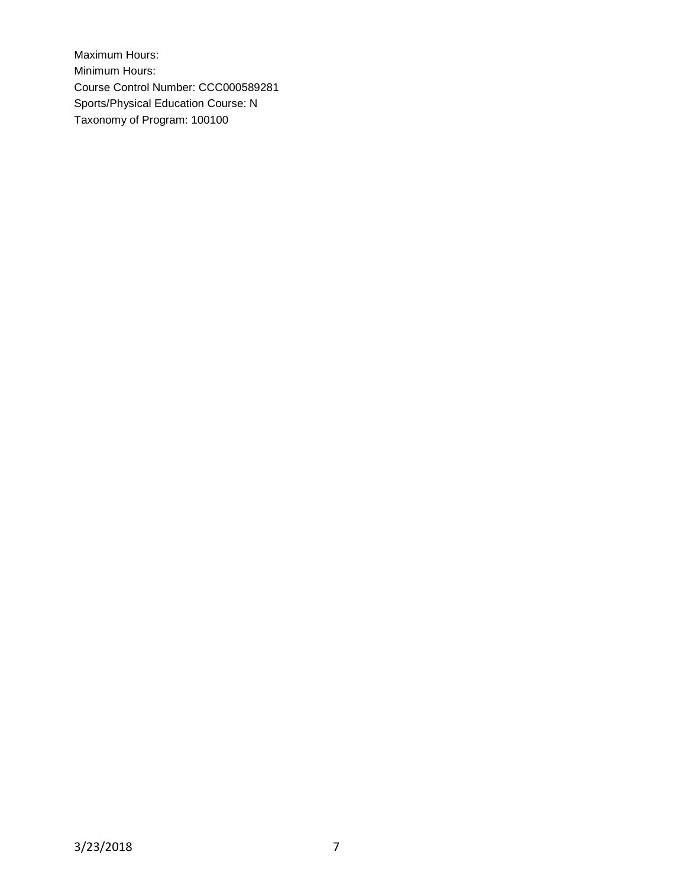Maximum Hours:
Minimum Hours:
Course Control Number: CCC000589281
Sports/Physical Education Course: N
Taxonomy of Program: 100100